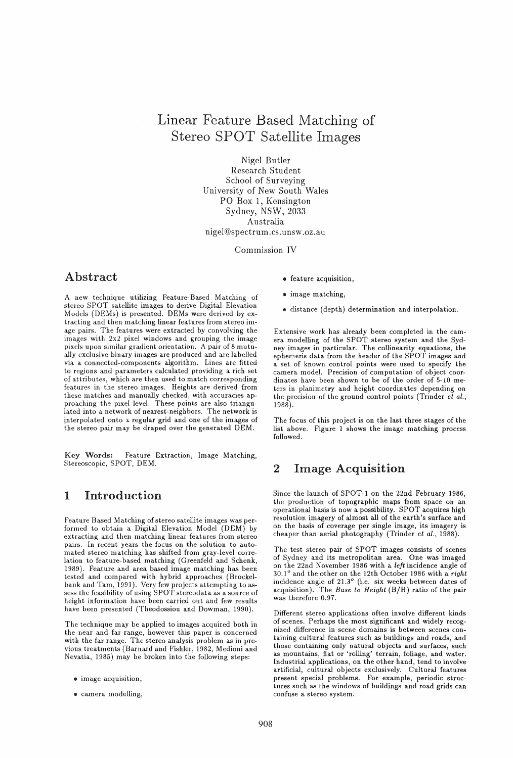# Linear Feature Based Matching of Stereo SPOT Satellite Images

Nigel Butler
Research Student
School of Surveying
University of New South Wales
PO Box 1, Kensington
Sydney, NSW, 2033
Australia
nigel@spectrum.cs.unsw.oz.au

Commission IV

## Abstract

A new technique utilizing Feature-Based Matching of stereo SPOT satellite images to derive Digital Elevation Models (DEMs) is presented. DEMs were derived by extracting and then matching linear features from stereo image pairs. The features were extracted by convolving the images with 2x2 pixel windows and grouping the image pixels upon similar gradient orientation. A pair of 8 mutually exclusive binary images are produced and are labelled via a connected-components algorithm. Lines are fitted to regions and parameters calculated providing a rich set of attributes, which are then used to match corresponding features in the stereo images. Heights are derived from these matches and manually checked, with accuracies approaching the pixel level. These points are also triangulated into a network of nearest-neighbors. The network is interpolated onto a regular grid and one of the images of the stereo pair may be draped over the generated DEM.

**Key Words:** Feature Extraction, Image Matching, Stereoscopic, SPOT, DEM.

## 1 Introduction

Feature Based Matching of stereo satellite images was performed to obtain a Digital Elevation Model (DEM) by extracting and then matching linear features from stereo pairs. In recent years the focus on the solution to automated stereo matching has shifted from gray-level correlation to feature-based matching (Greenfeld and Schenk, 1989). Feature and area based image matching has been tested and compared with hybrid approaches (Brockelbank and Tam, 1991). Very few projects attempting to assess the feasibility of using SPOT stereodata as a source of height information have been carried out and few results have been presented (Theodossiou and Dowman, 1990).

The technique may be applied to images acquired both in the near and far range, however this paper is concerned with the far range. The stereo analysis problem as in previous treatments (Barnard and Fishler, 1982, Medioni and Nevatia, 1985) may be broken into the following steps:

- image acquisition,
- camera modelling,
- feature acquisition,
- image matching,
- distance (depth) determination and interpolation.

Extensive work has already been completed in the camera modelling of the SPOT stereo system and the Sydney images in particular. The collinearity equations, the ephemeris data from the header of the SPOT images and a set of known control points were used to specify the camera model. Precision of computation of object coordinates have been shown to be of the order of 5-10 meters in planimetry and height coordinates depending on the precision of the ground control points (Trinder *et al.*, 1988).

The focus of this project is on the last three stages of the list above. Figure 1 shows the image matching process followed.

## 2 Image Acquisition

Since the launch of SPOT-1 on the 22nd February 1986, the production of topographic maps from space on an operational basis is now a possibility. SPOT acquires high resolution imagery of almost all of the earth's surface and on the basis of coverage per single image, its imagery is cheaper than aerial photography (Trinder *et al.*, 1988).

The test stereo pair of SPOT images consists of scenes of Sydney and its metropolitan area. One was imaged on the 22nd November 1986 with a *left* incidence angle of 30.1° and the other on the 12th October 1986 with a *right* incidence angle of 21.3° (i.e. six weeks between dates of acquisition). The *Base to Height* (B/H) ratio of the pair was therefore 0.97.

Different stereo applications often involve different kinds of scenes. Perhaps the most significant and widely recognized difference in scene domains is between scenes containing cultural features such as buildings and roads, and those containing only natural objects and surfaces, such as mountains, flat or 'rolling' terrain, foliage, and water. Industrial applications, on the other hand, tend to involve artificial, cultural objects exclusively. Cultural features present special problems. For example, periodic structures such as the windows of buildings and road grids can confuse a stereo system.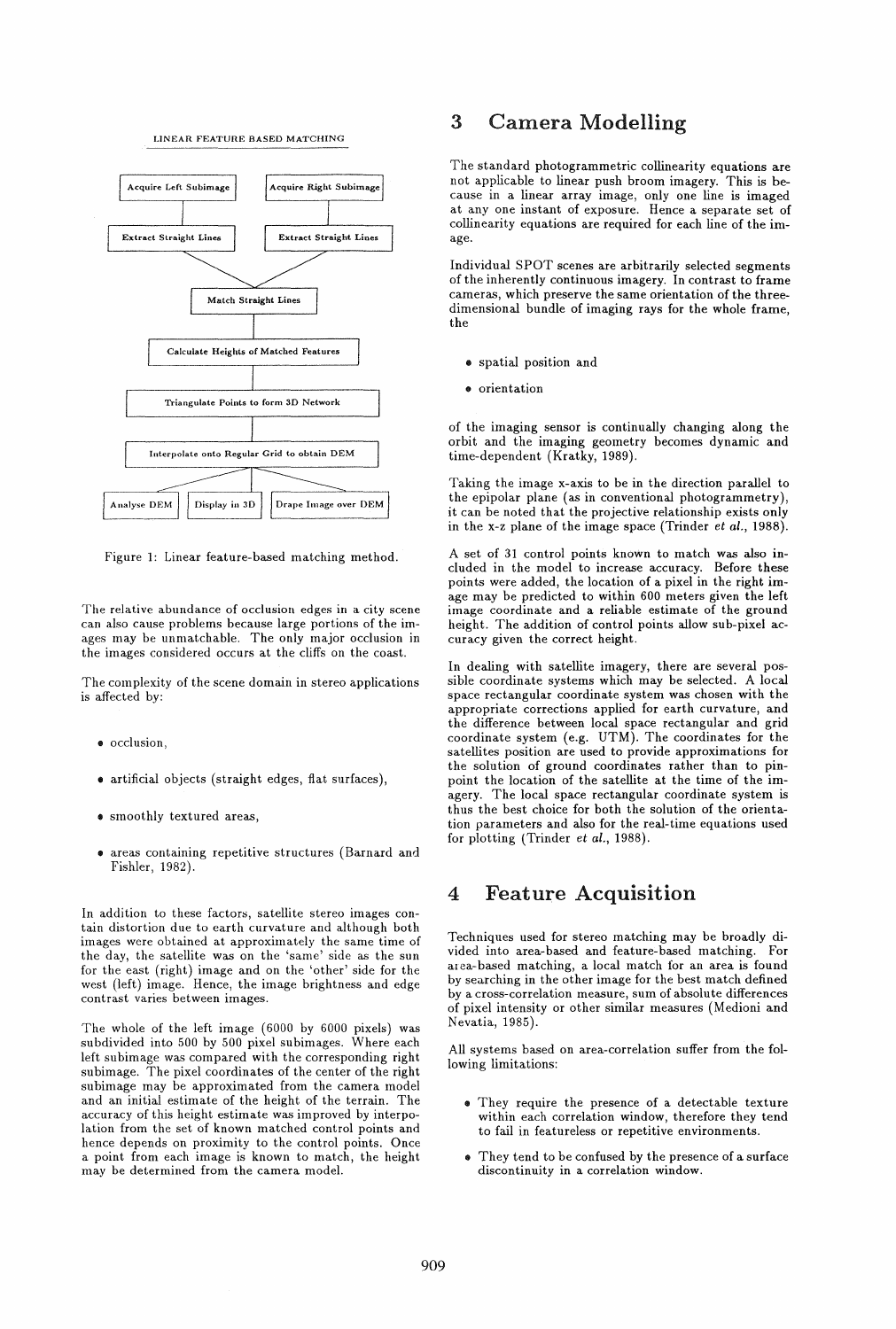LINEAR FEATURE BASED MATCHING

Acquire Left Subimage | Acquire Right Subimage

Extract Straight Lines | Extract Straight Lines

Match Straight Lines

Calculate Heights of Matched Features

Triangulate Points to form 3D Network

Interpolate onto Regular Grid to obtain DEM

Analyse DEM | Display in 3D | Drape Image over DEM

Figure 1: Linear feature-based matching method.

The relative abundance of occlusion edges in a city scene can also cause problems because large portions of the images may be unmatchable. The only major occlusion in the images considered occurs at the cliffs on the coast.

The complexity of the scene domain in stereo applications is affected by:

- occlusion,
- artificial objects (straight edges, flat surfaces),
- smoothly textured areas,
- areas containing repetitive structures (Barnard and Fishler, 1982).

In addition to these factors, satellite stereo images contain distortion due to earth curvature and although both images were obtained at approximately the same time of the day, the satellite was on the 'same' side as the sun for the east (right) image and on the 'other' side for the west (left) image. Hence, the image brightness and edge contrast varies between images.

The whole of the left image (6000 by 6000 pixels) was subdivided into 500 by 500 pixel subimages. Where each left subimage was compared with the corresponding right subimage. The pixel coordinates of the center of the right subimage may be approximated from the camera model and an initial estimate of the height of the terrain. The accuracy of this height estimate was improved by interpolation from the set of known matched control points and hence depends on proximity to the control points. Once a point from each image is known to match, the height may be determined from the camera model.

# 3 Camera Modelling

The standard photogrammetric collinearity equations are not applicable to linear push broom imagery. This is because in a linear array image, only one line is imaged at any one instant of exposure. Hence a separate set of collinearity equations are required for each line of the image.

Individual SPOT scenes are arbitrarily selected segments of the inherently continuous imagery. In contrast to frame cameras, which preserve the same orientation of the three-dimensional bundle of imaging rays for the whole frame, the

- spatial position and
- orientation

of the imaging sensor is continually changing along the orbit and the imaging geometry becomes dynamic and time-dependent (Kratky, 1989).

Taking the image x-axis to be in the direction parallel to the epipolar plane (as in conventional photogrammetry), it can be noted that the projective relationship exists only in the x-z plane of the image space (Trinder *et al.*, 1988).

A set of 31 control points known to match was also included in the model to increase accuracy. Before these points were added, the location of a pixel in the right image may be predicted to within 600 meters given the left image coordinate and a reliable estimate of the ground height. The addition of control points allow sub-pixel accuracy given the correct height.

In dealing with satellite imagery, there are several possible coordinate systems which may be selected. A local space rectangular coordinate system was chosen with the appropriate corrections applied for earth curvature, and the difference between local space rectangular and grid coordinate system (e.g. UTM). The coordinates for the satellites position are used to provide approximations for the solution of ground coordinates rather than to pinpoint the location of the satellite at the time of the imagery. The local space rectangular coordinate system is thus the best choice for both the solution of the orientation parameters and also for the real-time equations used for plotting (Trinder *et al.*, 1988).

# 4 Feature Acquisition

Techniques used for stereo matching may be broadly divided into area-based and feature-based matching. For area-based matching, a local match for an area is found by searching in the other image for the best match defined by a cross-correlation measure, sum of absolute differences of pixel intensity or other similar measures (Medioni and Nevatia, 1985).

All systems based on area-correlation suffer from the following limitations:

- They require the presence of a detectable texture within each correlation window, therefore they tend to fail in featureless or repetitive environments.
- They tend to be confused by the presence of a surface discontinuity in a correlation window.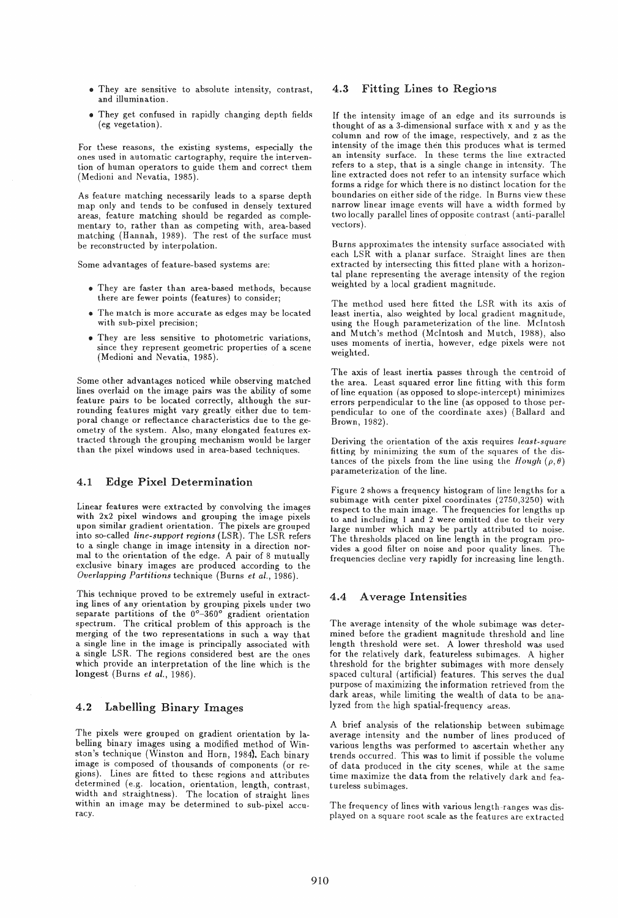- They are sensitive to absolute intensity, contrast, and illumination.
- They get confused in rapidly changing depth fields (eg vegetation).

For these reasons, the existing systems, especially the ones used in automatic cartography, require the intervention of human operators to guide them and correct them (Medioni and Nevatia, 1985).

As feature matching necessarily leads to a sparse depth map only and tends to be confused in densely textured areas, feature matching should be regarded as complementary to, rather than as competing with, area-based matching (Hannah, 1989). The rest of the surface must be reconstructed by interpolation.

Some advantages of feature-based systems are:

- They are faster than area-based methods, because there are fewer points (features) to consider;
- The match is more accurate as edges may be located with sub-pixel precision;
- They are less sensitive to photometric variations, since they represent geometric properties of a scene (Medioni and Nevatia, 1985).

Some other advantages noticed while observing matched lines overlaid on the image pairs was the ability of some feature pairs to be located correctly, although the surrounding features might vary greatly either due to temporal change or reflectance characteristics due to the geometry of the system. Also, many elongated features extracted through the grouping mechanism would be larger than the pixel windows used in area-based techniques.

## 4.1 Edge Pixel Determination

Linear features were extracted by convolving the images with 2x2 pixel windows and grouping the image pixels upon similar gradient orientation. The pixels are grouped into so-called *line-support regions* (LSR). The LSR refers to a single change in image intensity in a direction normal to the orientation of the edge. A pair of 8 mutually exclusive binary images are produced according to the *Overlapping Partitions* technique (Burns *et al.*, 1986).

This technique proved to be extremely useful in extracting lines of any orientation by grouping pixels under two separate partitions of the 0°–360° gradient orientation spectrum. The critical problem of this approach is the merging of the two representations in such a way that a single line in the image is principally associated with a single LSR. The regions considered best are the ones which provide an interpretation of the line which is the longest (Burns *et al.*, 1986).

## 4.2 Labelling Binary Images

The pixels were grouped on gradient orientation by labelling binary images using a modified method of Winston's technique (Winston and Horn, 1984). Each binary image is composed of thousands of components (or regions). Lines are fitted to these regions and attributes determined (e.g. location, orientation, length, contrast, width and straightness). The location of straight lines within an image may be determined to sub-pixel accuracy.

## 4.3 Fitting Lines to Regions

If the intensity image of an edge and its surrounds is thought of as a 3-dimensional surface with x and y as the column and row of the image, respectively, and z as the intensity of the image then this produces what is termed an intensity surface. In these terms the line extracted refers to a step, that is a single change in intensity. The line extracted does not refer to an intensity surface which forms a ridge for which there is no distinct location for the boundaries on either side of the ridge. In Burns view these narrow linear image events will have a width formed by two locally parallel lines of opposite contrast (anti-parallel vectors).

Burns approximates the intensity surface associated with each LSR with a planar surface. Straight lines are then extracted by intersecting this fitted plane with a horizontal plane representing the average intensity of the region weighted by a local gradient magnitude.

The method used here fitted the LSR with its axis of least inertia, also weighted by local gradient magnitude, using the Hough parameterization of the line. McIntosh and Mutch's method (McIntosh and Mutch, 1988), also uses moments of inertia, however, edge pixels were not weighted.

The axis of least inertia passes through the centroid of the area. Least squared error line fitting with this form of line equation (as opposed to slope-intercept) minimizes errors perpendicular to the line (as opposed to those perpendicular to one of the coordinate axes) (Ballard and Brown, 1982).

Deriving the orientation of the axis requires *least-square* fitting by minimizing the sum of the squares of the distances of the pixels from the line using the *Hough* $(\rho, \theta)$ parameterization of the line.

Figure 2 shows a frequency histogram of line lengths for a subimage with center pixel coordinates (2750,3250) with respect to the main image. The frequencies for lengths up to and including 1 and 2 were omitted due to their very large number which may be partly attributed to noise. The thresholds placed on line length in the program provides a good filter on noise and poor quality lines. The frequencies decline very rapidly for increasing line length.

## 4.4 Average Intensities

The average intensity of the whole subimage was determined before the gradient magnitude threshold and line length threshold were set. A lower threshold was used for the relatively dark, featureless subimages. A higher threshold for the brighter subimages with more densely spaced cultural (artificial) features. This serves the dual purpose of maximizing the information retrieved from the dark areas, while limiting the wealth of data to be analyzed from the high spatial-frequency areas.

A brief analysis of the relationship between subimage average intensity and the number of lines produced of various lengths was performed to ascertain whether any trends occurred. This was to limit if possible the volume of data produced in the city scenes, while at the same time maximize the data from the relatively dark and featureless subimages.

The frequency of lines with various length-ranges was displayed on a square root scale as the features are extracted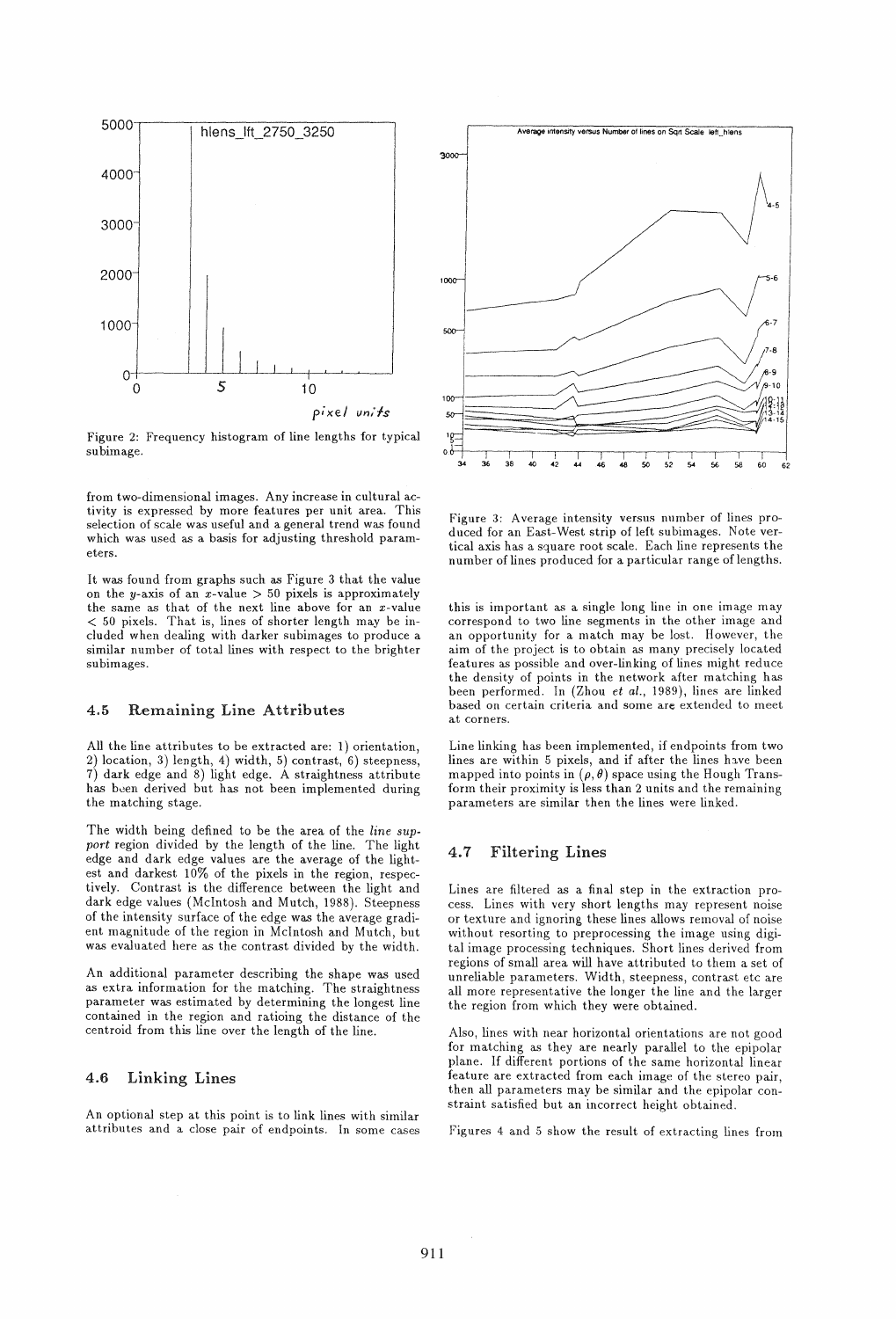Figure 2: Frequency histogram of line lengths for typical subimage.

Figure 3: Average intensity versus number of lines produced for an East-West strip of left subimages. Note vertical axis has a square root scale. Each line represents the number of lines produced for a particular range of lengths.

from two-dimensional images. Any increase in cultural activity is expressed by more features per unit area. This selection of scale was useful and a general trend was found which was used as a basis for adjusting threshold parameters.

It was found from graphs such as Figure 3 that the value on the $y$-axis of an $x$-value $> 50$ pixels is approximately the same as that of the next line above for an $x$-value $< 50$ pixels. That is, lines of shorter length may be included when dealing with darker subimages to produce a similar number of total lines with respect to the brighter subimages.

### 4.5 Remaining Line Attributes

All the line attributes to be extracted are: 1) orientation, 2) location, 3) length, 4) width, 5) contrast, 6) steepness, 7) dark edge and 8) light edge. A straightness attribute has been derived but has not been implemented during the matching stage.

The width being defined to be the area of the *line support* region divided by the length of the line. The light edge and dark edge values are the average of the lightest and darkest 10% of the pixels in the region, respectively. Contrast is the difference between the light and dark edge values (McIntosh and Mutch, 1988). Steepness of the intensity surface of the edge was the average gradient magnitude of the region in McIntosh and Mutch, but was evaluated here as the contrast divided by the width.

An additional parameter describing the shape was used as extra information for the matching. The straightness parameter was estimated by determining the longest line contained in the region and ratioing the distance of the centroid from this line over the length of the line.

### 4.6 Linking Lines

An optional step at this point is to link lines with similar attributes and a close pair of endpoints. In some cases this is important as a single long line in one image may correspond to two line segments in the other image and an opportunity for a match may be lost. However, the aim of the project is to obtain as many precisely located features as possible and over-linking of lines might reduce the density of points in the network after matching has been performed. In (Zhou *et al.*, 1989), lines are linked based on certain criteria and some are extended to meet at corners.

Line linking has been implemented, if endpoints from two lines are within 5 pixels, and if after the lines have been mapped into points in $(\rho, \theta)$ space using the Hough Transform their proximity is less than 2 units and the remaining parameters are similar then the lines were linked.

### 4.7 Filtering Lines

Lines are filtered as a final step in the extraction process. Lines with very short lengths may represent noise or texture and ignoring these lines allows removal of noise without resorting to preprocessing the image using digital image processing techniques. Short lines derived from regions of small area will have attributed to them a set of unreliable parameters. Width, steepness, contrast etc are all more representative the longer the line and the larger the region from which they were obtained.

Also, lines with near horizontal orientations are not good for matching as they are nearly parallel to the epipolar plane. If different portions of the same horizontal linear feature are extracted from each image of the stereo pair, then all parameters may be similar and the epipolar constraint satisfied but an incorrect height obtained.

Figures 4 and 5 show the result of extracting lines from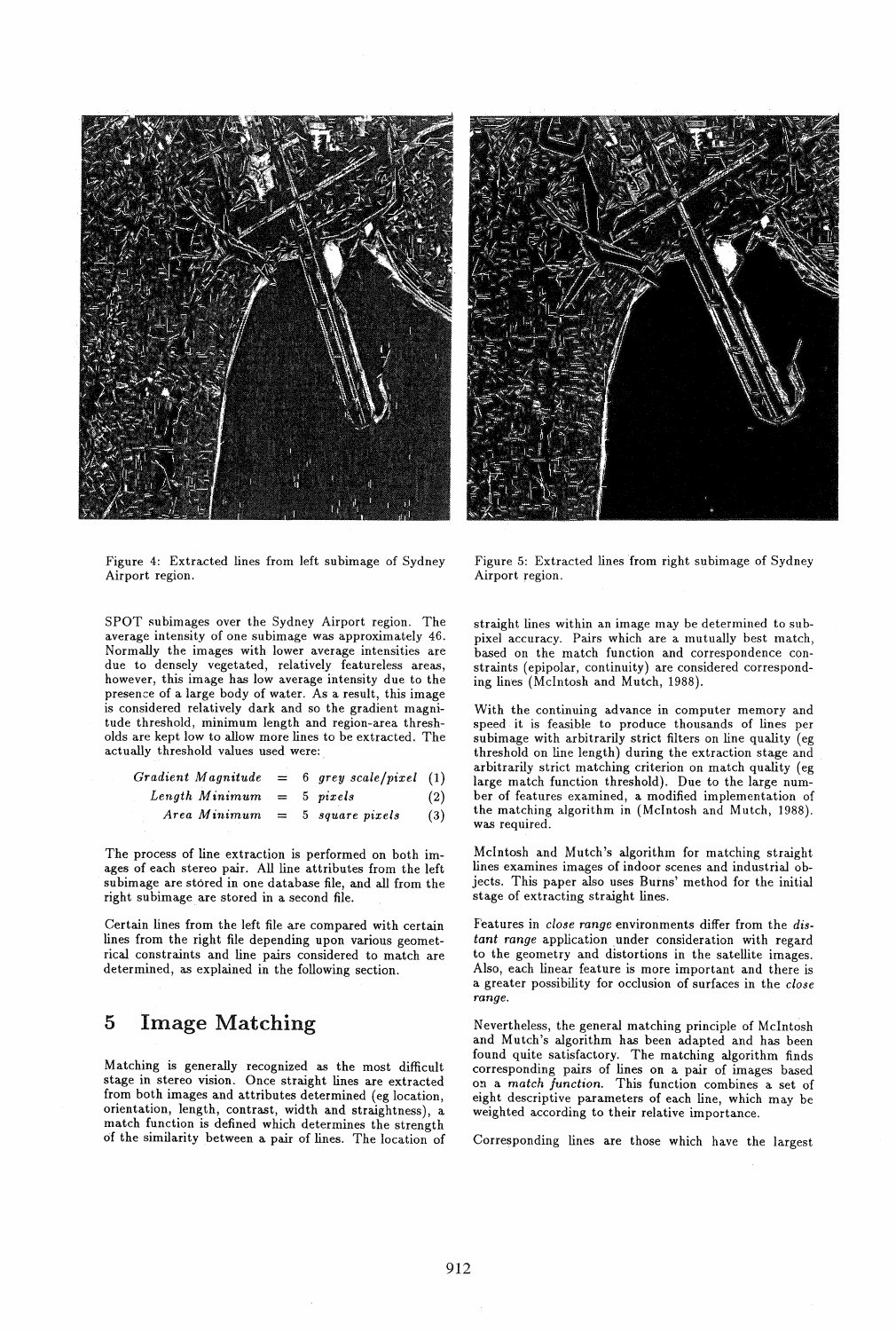Figure 4: Extracted lines from left subimage of Sydney Airport region.

Figure 5: Extracted lines from right subimage of Sydney Airport region.

SPOT subimages over the Sydney Airport region. The average intensity of one subimage was approximately 46. Normally the images with lower average intensities are due to densely vegetated, relatively featureless areas, however, this image has low average intensity due to the presence of a large body of water. As a result, this image is considered relatively dark and so the gradient magnitude threshold, minimum length and region-area thresholds are kept low to allow more lines to be extracted. The actually threshold values used were:

$$\textit{Gradient Magnitude} = 6 \textit{ grey scale/pixel} \quad (1)$$

$$\textit{Length Minimum} = 5 \textit{ pixels} \quad (2)$$

$$\textit{Area Minimum} = 5 \textit{ square pixels} \quad (3)$$

The process of line extraction is performed on both images of each stereo pair. All line attributes from the left subimage are stored in one database file, and all from the right subimage are stored in a second file.

Certain lines from the left file are compared with certain lines from the right file depending upon various geometrical constraints and line pairs considered to match are determined, as explained in the following section.

## 5 Image Matching

Matching is generally recognized as the most difficult stage in stereo vision. Once straight lines are extracted from both images and attributes determined (eg location, orientation, length, contrast, width and straightness), a match function is defined which determines the strength of the similarity between a pair of lines. The location of straight lines within an image may be determined to sub-pixel accuracy. Pairs which are a mutually best match, based on the match function and correspondence constraints (epipolar, continuity) are considered corresponding lines (McIntosh and Mutch, 1988).

With the continuing advance in computer memory and speed it is feasible to produce thousands of lines per subimage with arbitrarily strict filters on line quality (eg threshold on line length) during the extraction stage and arbitrarily strict matching criterion on match quality (eg large match function threshold). Due to the large number of features examined, a modified implementation of the matching algorithm in (McIntosh and Mutch, 1988). was required.

McIntosh and Mutch's algorithm for matching straight lines examines images of indoor scenes and industrial objects. This paper also uses Burns' method for the initial stage of extracting straight lines.

Features in *close range* environments differ from the *distant range* application under consideration with regard to the geometry and distortions in the satellite images. Also, each linear feature is more important and there is a greater possibility for occlusion of surfaces in the *close range*.

Nevertheless, the general matching principle of McIntosh and Mutch's algorithm has been adapted and has been found quite satisfactory. The matching algorithm finds corresponding pairs of lines on a pair of images based on a *match function*. This function combines a set of eight descriptive parameters of each line, which may be weighted according to their relative importance.

Corresponding lines are those which have the largest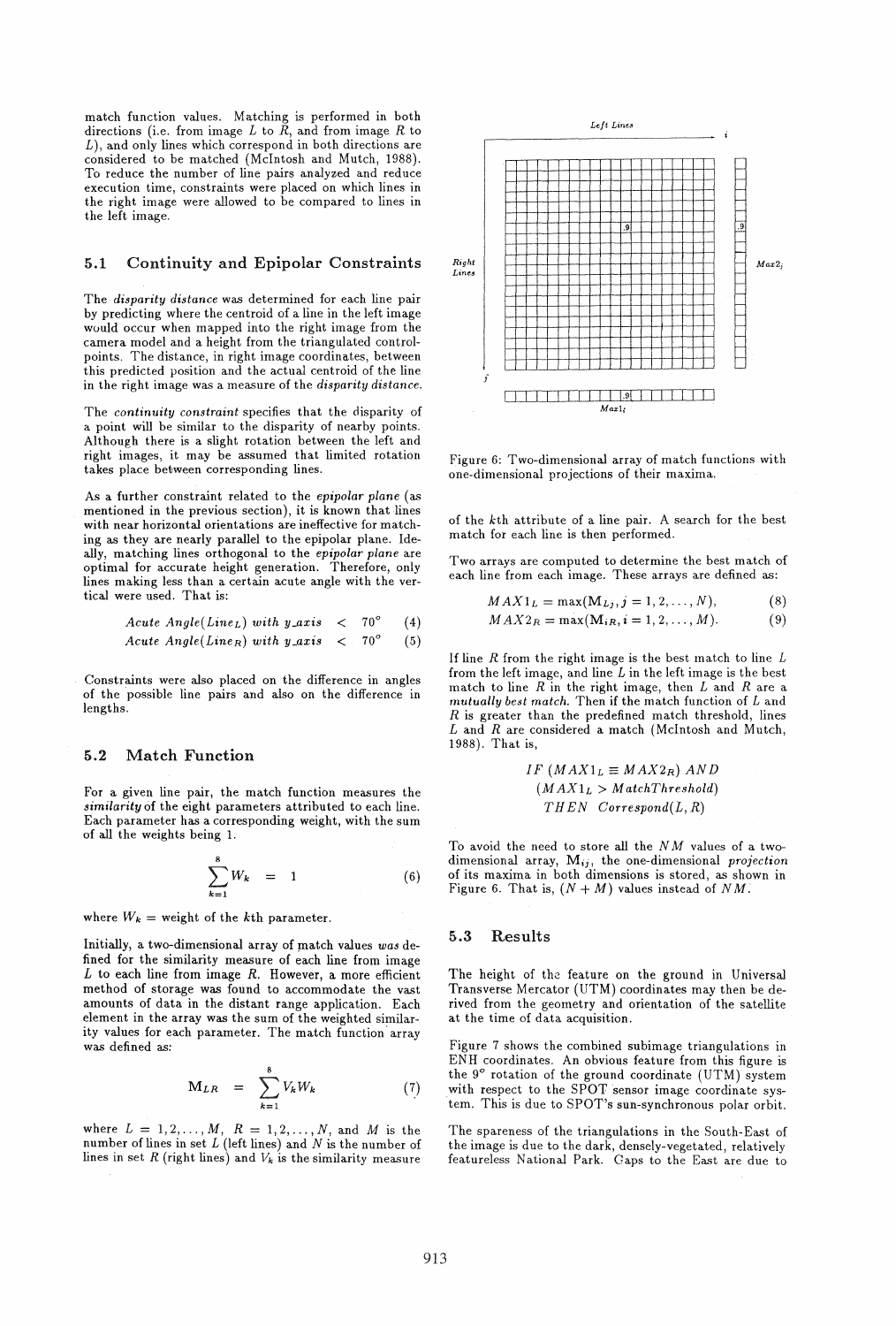match function values. Matching is performed in both directions (i.e. from image $L$ to $R$, and from image $R$ to $L$), and only lines which correspond in both directions are considered to be matched (McIntosh and Mutch, 1988). To reduce the number of line pairs analyzed and reduce execution time, constraints were placed on which lines in the right image were allowed to be compared to lines in the left image.

## 5.1 Continuity and Epipolar Constraints

The *disparity distance* was determined for each line pair by predicting where the centroid of a line in the left image would occur when mapped into the right image from the camera model and a height from the triangulated control-points. The distance, in right image coordinates, between this predicted position and the actual centroid of the line in the right image was a measure of the *disparity distance*.

The *continuity constraint* specifies that the disparity of a point will be similar to the disparity of nearby points. Although there is a slight rotation between the left and right images, it may be assumed that limited rotation takes place between corresponding lines.

As a further constraint related to the *epipolar plane* (as mentioned in the previous section), it is known that lines with near horizontal orientations are ineffective for matching as they are nearly parallel to the epipolar plane. Ideally, matching lines orthogonal to the *epipolar plane* are optimal for accurate height generation. Therefore, only lines making less than a certain acute angle with the vertical were used. That is:

$$Acute\ Angle(Line_L)\ with\ y\_axis \ < \ 70^{\circ} \tag{4}$$

$$Acute\ Angle(Line_R)\ with\ y\_axis \ < \ 70^{\circ} \tag{5}$$

Constraints were also placed on the difference in angles of the possible line pairs and also on the difference in lengths.

## 5.2 Match Function

For a given line pair, the match function measures the *similarity* of the eight parameters attributed to each line. Each parameter has a corresponding weight, with the sum of all the weights being 1.

$$\sum_{k=1}^{8} W_k = 1 \tag{6}$$

where $W_k$ = weight of the $k$th parameter.

Initially, a two-dimensional array of match values *was* defined for the similarity measure of each line from image $L$ to each line from image $R$. However, a more efficient method of storage was found to accommodate the vast amounts of data in the distant range application. Each element in the array was the sum of the weighted similarity values for each parameter. The match function array was defined as:

$$\mathbf{M}_{LR} = \sum_{k=1}^{8} V_k W_k \tag{7}$$

where $L = 1, 2, \ldots, M$, $R = 1, 2, \ldots, N$, and $M$ is the number of lines in set $L$ (left lines) and $N$ is the number of lines in set $R$ (right lines) and $V_k$ is the similarity measure of the $k$th attribute of a line pair. A search for the best match for each line is then performed.

Figure 6: Two-dimensional array of match functions with one-dimensional projections of their maxima.

Two arrays are computed to determine the best match of each line from each image. These arrays are defined as:

$$MAX1_L = \max(\mathbf{M}_{Lj}, j = 1, 2, \ldots, N), \tag{8}$$

$$MAX2_R = \max(\mathbf{M}_{iR}, i = 1, 2, \ldots, M). \tag{9}$$

If line $R$ from the right image is the best match to line $L$ from the left image, and line $L$ in the left image is the best match to line $R$ in the right image, then $L$ and $R$ are a *mutually best match*. Then if the match function of $L$ and $R$ is greater than the predefined match threshold, lines $L$ and $R$ are considered a match (McIntosh and Mutch, 1988). That is,

$$IF\ (MAX1_L \equiv MAX2_R)\ AND$$
$$(MAX1_L > MatchThreshold)$$
$$THEN\ \ Correspond(L, R)$$

To avoid the need to store all the $NM$ values of a two-dimensional array, $\mathbf{M}_{ij}$, the one-dimensional *projection* of its maxima in both dimensions is stored, as shown in Figure 6. That is, $(N + M)$ values instead of $NM$.

## 5.3 Results

The height of the feature on the ground in Universal Transverse Mercator (UTM) coordinates may then be derived from the geometry and orientation of the satellite at the time of data acquisition.

Figure 7 shows the combined subimage triangulations in ENH coordinates. An obvious feature from this figure is the 9° rotation of the ground coordinate (UTM) system with respect to the SPOT sensor image coordinate system. This is due to SPOT's sun-synchronous polar orbit.

The spareness of the triangulations in the South-East of the image is due to the dark, densely-vegetated, relatively featureless National Park. Gaps to the East are due to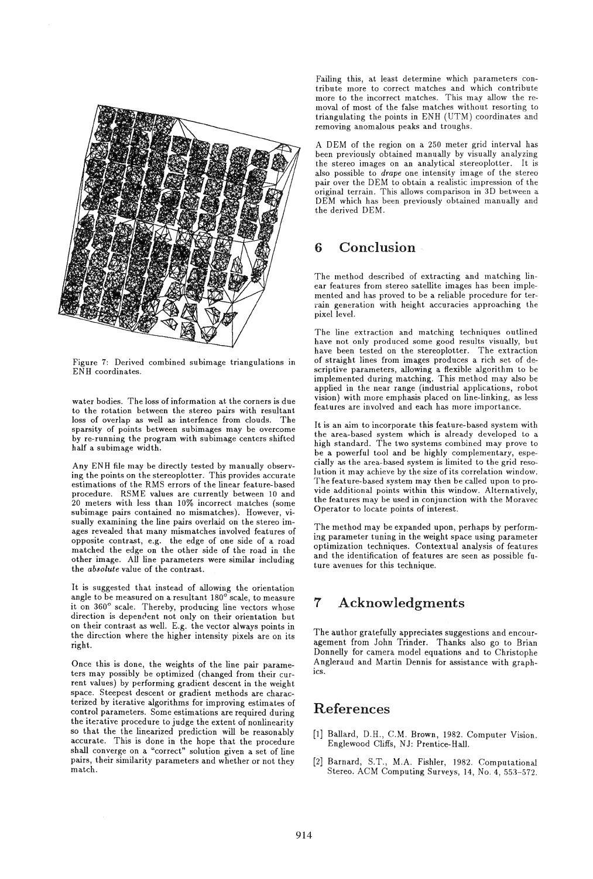Figure 7: Derived combined subimage triangulations in ENH coordinates.

water bodies. The loss of information at the corners is due to the rotation between the stereo pairs with resultant loss of overlap as well as interfence from clouds. The sparsity of points between subimages may be overcome by re-running the program with subimage centers shifted half a subimage width.

Any ENH file may be directly tested by manually observing the points on the stereoplotter. This provides accurate estimations of the RMS errors of the linear feature-based procedure. RSME values are currently between 10 and 20 meters with less than 10% incorrect matches (some subimage pairs contained no mismatches). However, visually examining the line pairs overlaid on the stereo images revealed that many mismatches involved features of opposite contrast, e.g. the edge of one side of a road matched the edge on the other side of the road in the other image. All line parameters were similar including the *absolute* value of the contrast.

It is suggested that instead of allowing the orientation angle to be measured on a resultant 180° scale, to measure it on 360° scale. Thereby, producing line vectors whose direction is dependent not only on their orientation but on their contrast as well. E.g. the vector always points in the direction where the higher intensity pixels are on its right.

Once this is done, the weights of the line pair parameters may possibly be optimized (changed from their current values) by performing gradient descent in the weight space. Steepest descent or gradient methods are characterized by iterative algorithms for improving estimates of control parameters. Some estimations are required during the iterative procedure to judge the extent of nonlinearity so that the the linearized prediction will be reasonably accurate. This is done in the hope that the procedure shall converge on a "correct" solution given a set of line pairs, their similarity parameters and whether or not they match.

Failing this, at least determine which parameters contribute more to correct matches and which contribute more to the incorrect matches. This may allow the removal of most of the false matches without resorting to triangulating the points in ENH (UTM) coordinates and removing anomalous peaks and troughs.

A DEM of the region on a 250 meter grid interval has been previously obtained manually by visually analyzing the stereo images on an analytical stereoplotter. It is also possible to *drape* one intensity image of the stereo pair over the DEM to obtain a realistic impression of the original terrain. This allows comparison in 3D between a DEM which has been previously obtained manually and the derived DEM.

# 6 Conclusion

The method described of extracting and matching linear features from stereo satellite images has been implemented and has proved to be a reliable procedure for terrain generation with height accuracies approaching the pixel level.

The line extraction and matching techniques outlined have not only produced some good results visually, but have been tested on the stereoplotter. The extraction of straight lines from images produces a rich set of descriptive parameters, allowing a flexible algorithm to be implemented during matching. This method may also be applied in the near range (industrial applications, robot vision) with more emphasis placed on line-linking, as less features are involved and each has more importance.

It is an aim to incorporate this feature-based system with the area-based system which is already developed to a high standard. The two systems combined may prove to be a powerful tool and be highly complementary, especially as the area-based system is limited to the grid resolution it may achieve by the size of its correlation window. The feature-based system may then be called upon to provide additional points within this window. Alternatively, the features may be used in conjunction with the Moravec Operator to locate points of interest.

The method may be expanded upon, perhaps by performing parameter tuning in the weight space using parameter optimization techniques. Contextual analysis of features and the identification of features are seen as possible future avenues for this technique.

# 7 Acknowledgments

The author gratefully appreciates suggestions and encouragement from John Trinder. Thanks also go to Brian Donnelly for camera model equations and to Christophe Angleraud and Martin Dennis for assistance with graphics.

# References

[1] Ballard, D.H., C.M. Brown, 1982. Computer Vision. Englewood Cliffs, NJ: Prentice-Hall.

[2] Barnard, S.T., M.A. Fishler, 1982. Computational Stereo. ACM Computing Surveys, 14, No. 4, 553–572.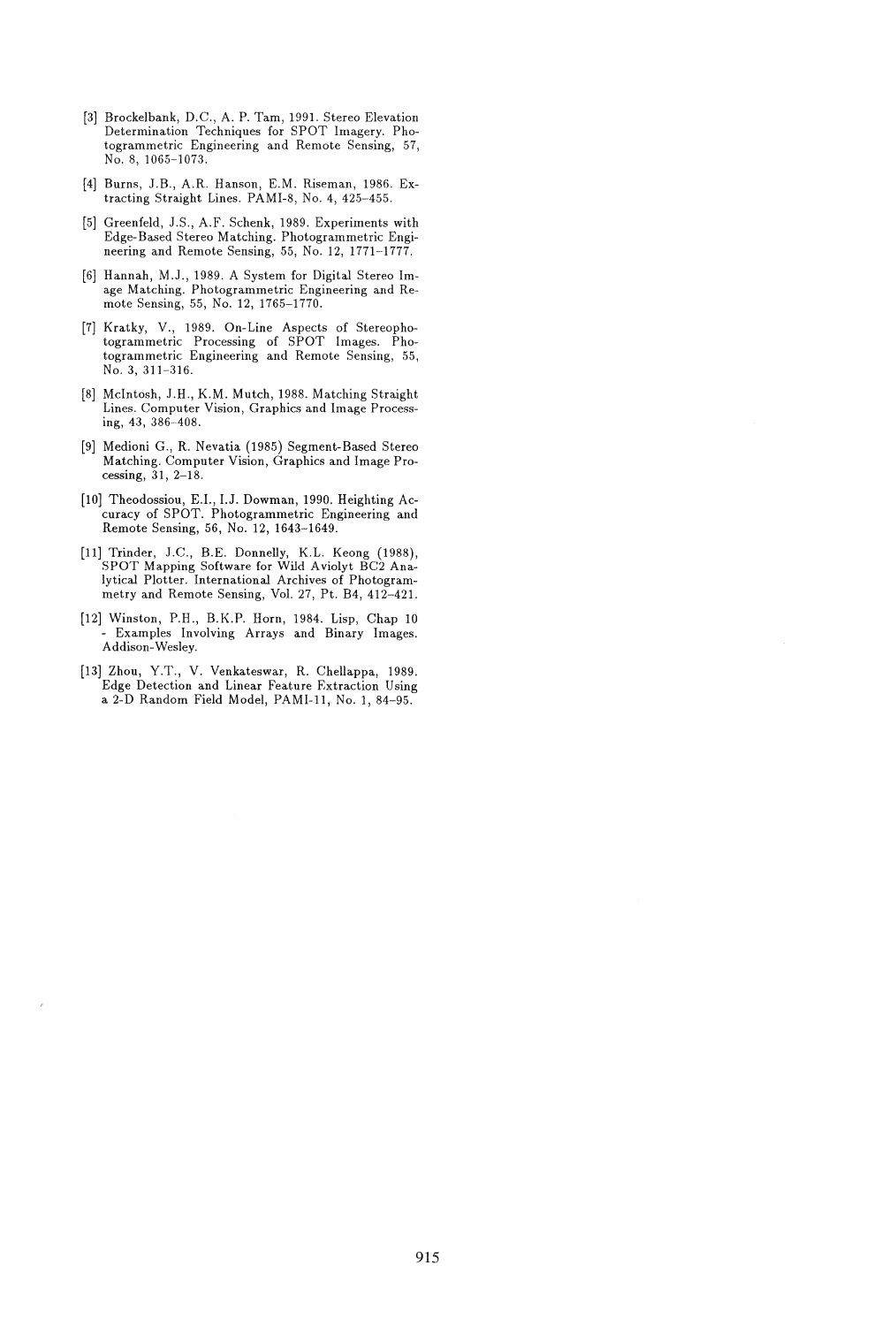[3] Brockelbank, D.C., A. P. Tam, 1991. Stereo Elevation Determination Techniques for SPOT Imagery. Photogrammetric Engineering and Remote Sensing, 57, No. 8, 1065–1073.

[4] Burns, J.B., A.R. Hanson, E.M. Riseman, 1986. Extracting Straight Lines. PAMI-8, No. 4, 425–455.

[5] Greenfeld, J.S., A.F. Schenk, 1989. Experiments with Edge-Based Stereo Matching. Photogrammetric Engineering and Remote Sensing, 55, No. 12, 1771–1777.

[6] Hannah, M.J., 1989. A System for Digital Stereo Image Matching. Photogrammetric Engineering and Remote Sensing, 55, No. 12, 1765–1770.

[7] Kratky, V., 1989. On-Line Aspects of Stereophotogrammetric Processing of SPOT Images. Photogrammetric Engineering and Remote Sensing, 55, No. 3, 311–316.

[8] McIntosh, J.H., K.M. Mutch, 1988. Matching Straight Lines. Computer Vision, Graphics and Image Processing, 43, 386–408.

[9] Medioni G., R. Nevatia (1985) Segment-Based Stereo Matching. Computer Vision, Graphics and Image Processing, 31, 2–18.

[10] Theodossiou, E.I., I.J. Dowman, 1990. Heighting Accuracy of SPOT. Photogrammetric Engineering and Remote Sensing, 56, No. 12, 1643–1649.

[11] Trinder, J.C., B.E. Donnelly, K.L. Keong (1988), SPOT Mapping Software for Wild Aviolyt BC2 Analytical Plotter. International Archives of Photogrammetry and Remote Sensing, Vol. 27, Pt. B4, 412–421.

[12] Winston, P.H., B.K.P. Horn, 1984. Lisp, Chap 10 - Examples Involving Arrays and Binary Images. Addison-Wesley.

[13] Zhou, Y.T., V. Venkateswar, R. Chellappa, 1989. Edge Detection and Linear Feature Extraction Using a 2-D Random Field Model, PAMI-11, No. 1, 84–95.